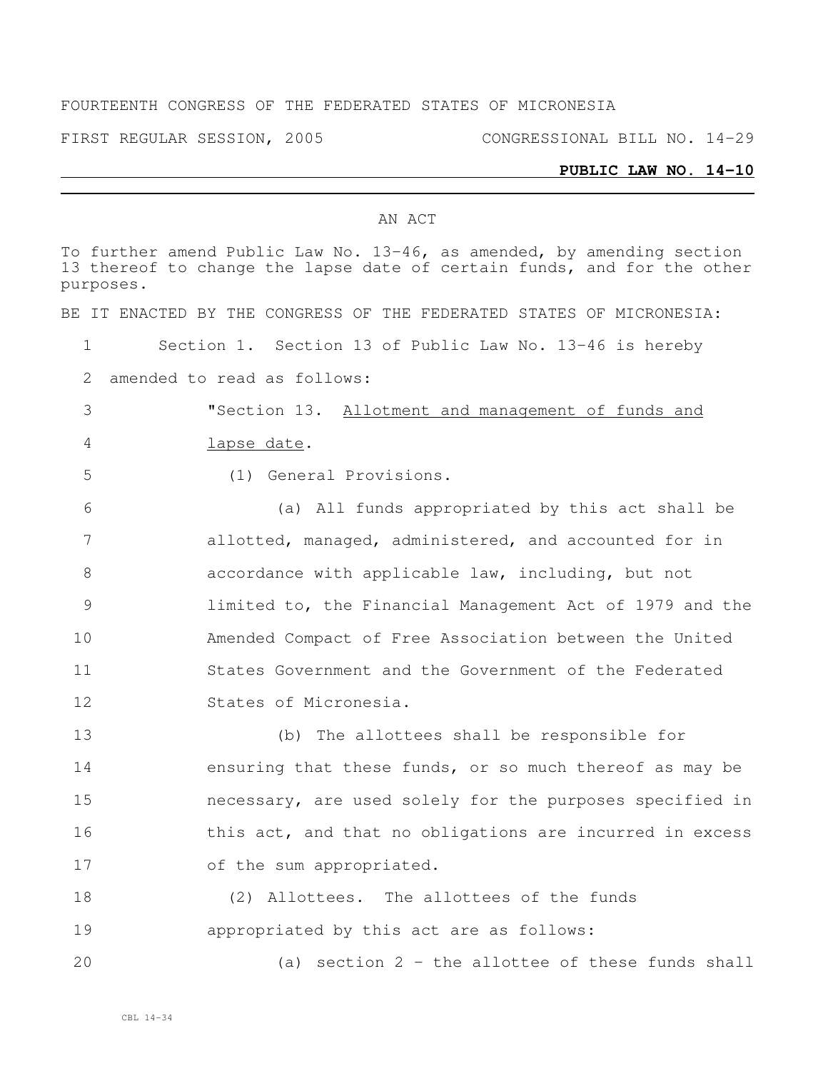FOURTEENTH CONGRESS OF THE FEDERATED STATES OF MICRONESIA

FIRST REGULAR SESSION, 2005 CONGRESSIONAL BILL NO. 14-29

**PUBLIC LAW NO. 14-10**

AN ACT

To further amend Public Law No. 13-46, as amended, by amending section 13 thereof to change the lapse date of certain funds, and for the other purposes.

BE IT ENACTED BY THE CONGRESS OF THE FEDERATED STATES OF MICRONESIA:

1 Section 1. Section 13 of Public Law No. 13-46 is hereby
2 amended to read as follows:
3 "Section 13. Allotment and management of funds and
4 lapse date.
5 (1) General Provisions.
6 (a) All funds appropriated by this act shall be
7 allotted, managed, administered, and accounted for in
8 accordance with applicable law, including, but not
9 limited to, the Financial Management Act of 1979 and the
10 Amended Compact of Free Association between the United
11 States Government and the Government of the Federated
12 States of Micronesia.
13 (b) The allottees shall be responsible for
14 ensuring that these funds, or so much thereof as may be
15 necessary, are used solely for the purposes specified in
16 this act, and that no obligations are incurred in excess
17 of the sum appropriated.
18 (2) Allottees. The allottees of the funds
19 appropriated by this act are as follows:
20 (a) section 2 - the allottee of these funds shall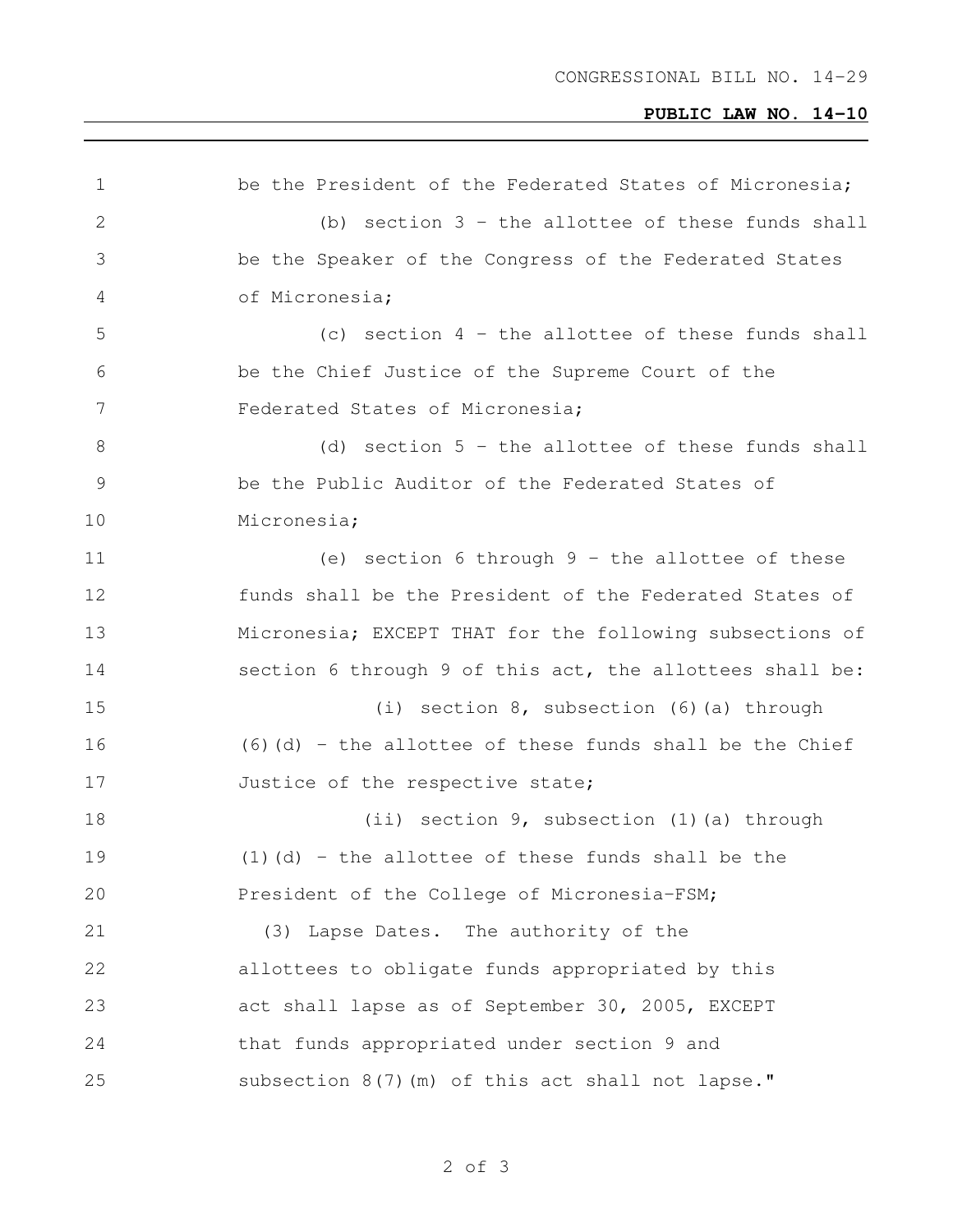be the President of the Federated States of Micronesia;

(b) section 3 - the allottee of these funds shall be the Speaker of the Congress of the Federated States of Micronesia;

(c) section 4 - the allottee of these funds shall be the Chief Justice of the Supreme Court of the Federated States of Micronesia;

(d) section 5 - the allottee of these funds shall be the Public Auditor of the Federated States of Micronesia;

(e) section 6 through 9 - the allottee of these funds shall be the President of the Federated States of Micronesia; EXCEPT THAT for the following subsections of section 6 through 9 of this act, the allottees shall be:

(i) section 8, subsection (6)(a) through (6)(d) - the allottee of these funds shall be the Chief Justice of the respective state;

(ii) section 9, subsection (1)(a) through (1)(d) - the allottee of these funds shall be the President of the College of Micronesia-FSM;

(3) Lapse Dates. The authority of the allottees to obligate funds appropriated by this act shall lapse as of September 30, 2005, EXCEPT that funds appropriated under section 9 and subsection 8(7)(m) of this act shall not lapse."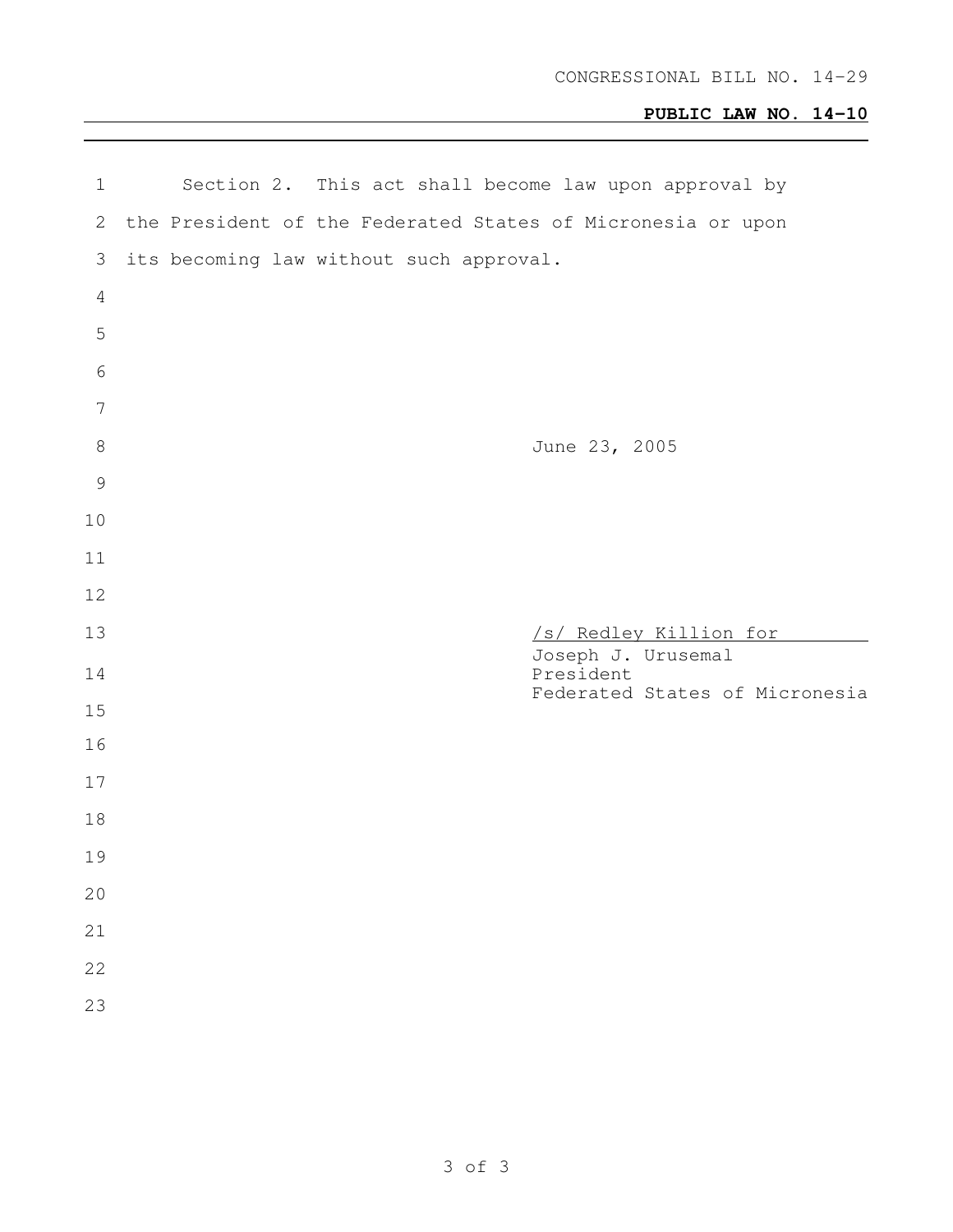CONGRESSIONAL BILL NO. 14-29

**PUBLIC LAW NO. 14-10**

Section 2. This act shall become law upon approval by the President of the Federated States of Micronesia or upon its becoming law without such approval.

June 23, 2005

/s/ Redley Killion for
Joseph J. Urusemal
President
Federated States of Micronesia